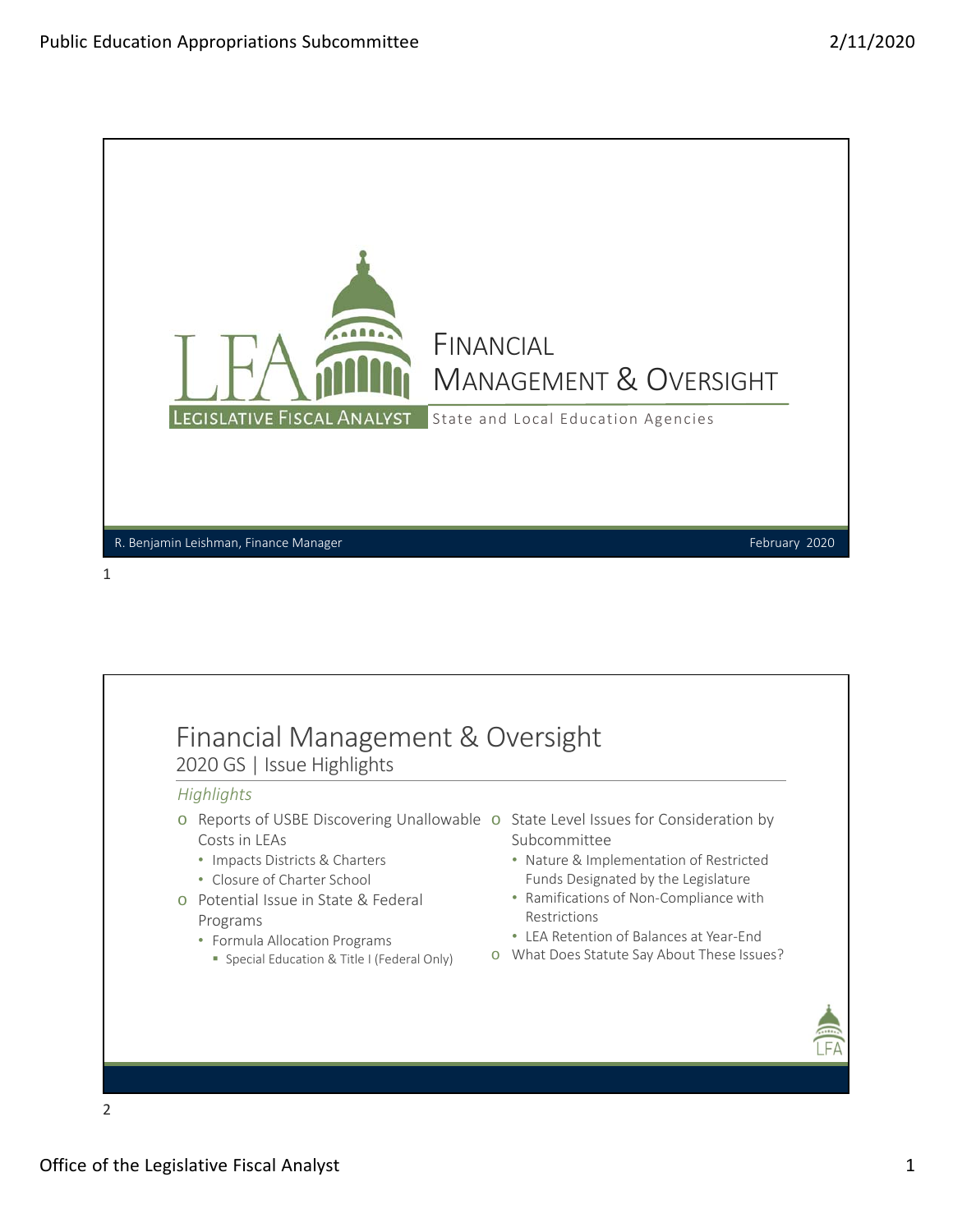# Financial Management & Oversight

State and Local Education Agencies

LFA — Legislative Fiscal Analyst

R. Benjamin Leishman, Finance Manager

February 2020

## Financial Management & Oversight

2020 GS | Issue Highlights

*Highlights*

- Reports of USBE Discovering Unallowable Costs in LEAs
  - Impacts Districts & Charters
  - Closure of Charter School
- Potential Issue in State & Federal Programs
  - Formula Allocation Programs
    - Special Education & Title I (Federal Only)
- State Level Issues for Consideration by Subcommittee
  - Nature & Implementation of Restricted Funds Designated by the Legislature
  - Ramifications of Non-Compliance with Restrictions
  - LEA Retention of Balances at Year-End
- What Does Statute Say About These Issues?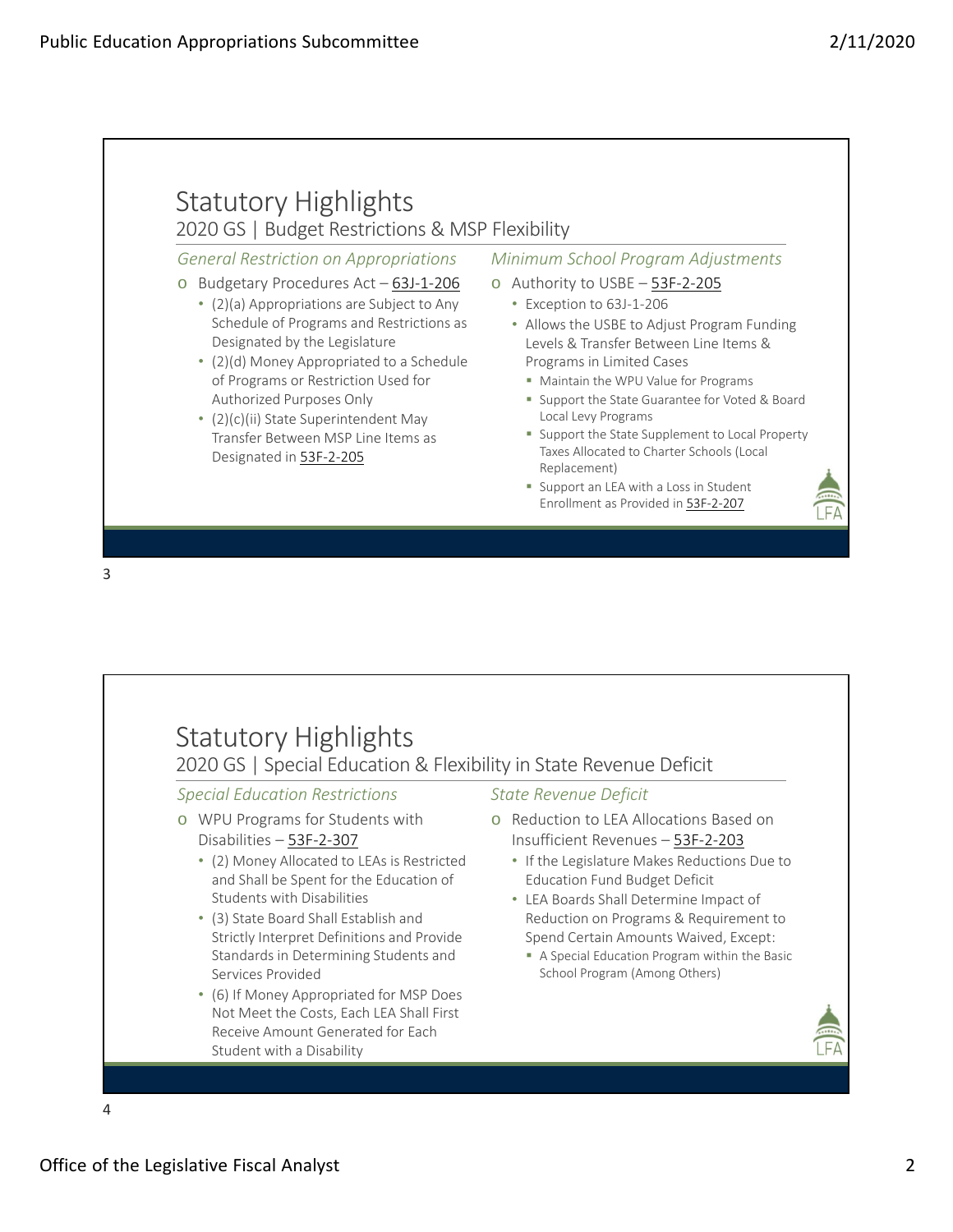# Statutory Highlights

## 2020 GS | Budget Restrictions & MSP Flexibility

### *General Restriction on Appropriations*

- Budgetary Procedures Act – 63J-1-206
  - (2)(a) Appropriations are Subject to Any Schedule of Programs and Restrictions as Designated by the Legislature
  - (2)(d) Money Appropriated to a Schedule of Programs or Restriction Used for Authorized Purposes Only
  - (2)(c)(ii) State Superintendent May Transfer Between MSP Line Items as Designated in 53F-2-205

### *Minimum School Program Adjustments*

- Authority to USBE – 53F-2-205
  - Exception to 63J-1-206
  - Allows the USBE to Adjust Program Funding Levels & Transfer Between Line Items & Programs in Limited Cases
    - Maintain the WPU Value for Programs
    - Support the State Guarantee for Voted & Board Local Levy Programs
    - Support the State Supplement to Local Property Taxes Allocated to Charter Schools (Local Replacement)
    - Support an LEA with a Loss in Student Enrollment as Provided in 53F-2-207

# Statutory Highlights

## 2020 GS | Special Education & Flexibility in State Revenue Deficit

### *Special Education Restrictions*

- WPU Programs for Students with Disabilities – 53F-2-307
  - (2) Money Allocated to LEAs is Restricted and Shall be Spent for the Education of Students with Disabilities
  - (3) State Board Shall Establish and Strictly Interpret Definitions and Provide Standards in Determining Students and Services Provided
  - (6) If Money Appropriated for MSP Does Not Meet the Costs, Each LEA Shall First Receive Amount Generated for Each Student with a Disability

### *State Revenue Deficit*

- Reduction to LEA Allocations Based on Insufficient Revenues – 53F-2-203
  - If the Legislature Makes Reductions Due to Education Fund Budget Deficit
  - LEA Boards Shall Determine Impact of Reduction on Programs & Requirement to Spend Certain Amounts Waived, Except:
    - A Special Education Program within the Basic School Program (Among Others)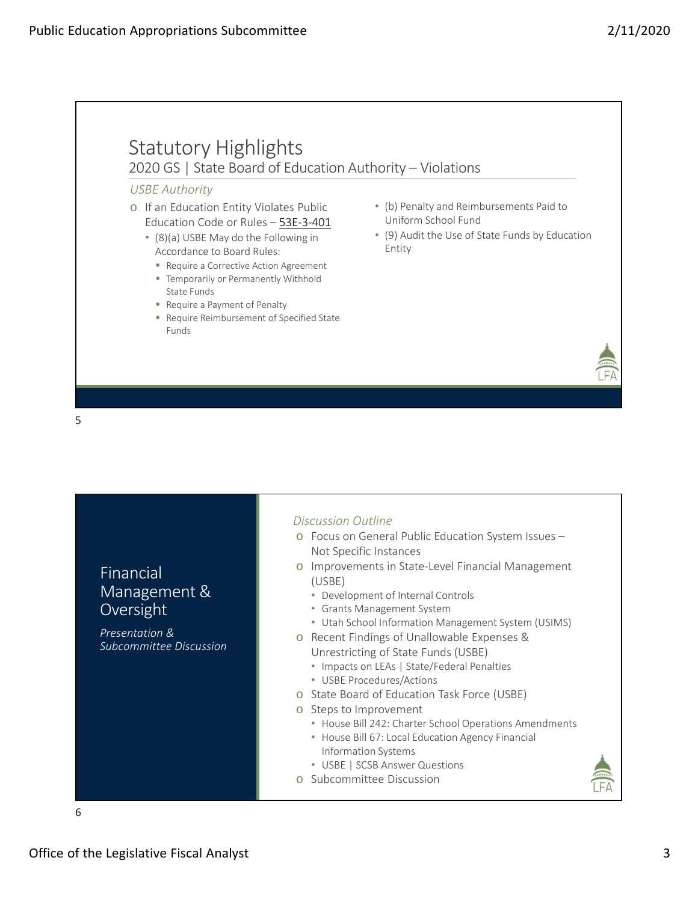## Statistical Highlights

### 2020 GS | State Board of Education Authority – Violations

*USBE Authority*

- If an Education Entity Violates Public Education Code or Rules – 53E-3-401
  - (8)(a) USBE May do the Following in Accordance to Board Rules:
    - Require a Corrective Action Agreement
    - Temporarily or Permanently Withhold State Funds
    - Require a Payment of Penalty
    - Require Reimbursement of Specified State Funds
  - (b) Penalty and Reimbursements Paid to Uniform School Fund
  - (9) Audit the Use of State Funds by Education Entity

## Financial Management & Oversight

*Presentation & Subcommittee Discussion*

*Discussion Outline*

- Focus on General Public Education System Issues – Not Specific Instances
- Improvements in State-Level Financial Management (USBE)
  - Development of Internal Controls
  - Grants Management System
  - Utah School Information Management System (USIMS)
- Recent Findings of Unallowable Expenses & Unrestricting of State Funds (USBE)
  - Impacts on LEAs | State/Federal Penalties
  - USBE Procedures/Actions
- State Board of Education Task Force (USBE)
- Steps to Improvement
  - House Bill 242: Charter School Operations Amendments
  - House Bill 67: Local Education Agency Financial Information Systems
  - USBE | SCSB Answer Questions
- Subcommittee Discussion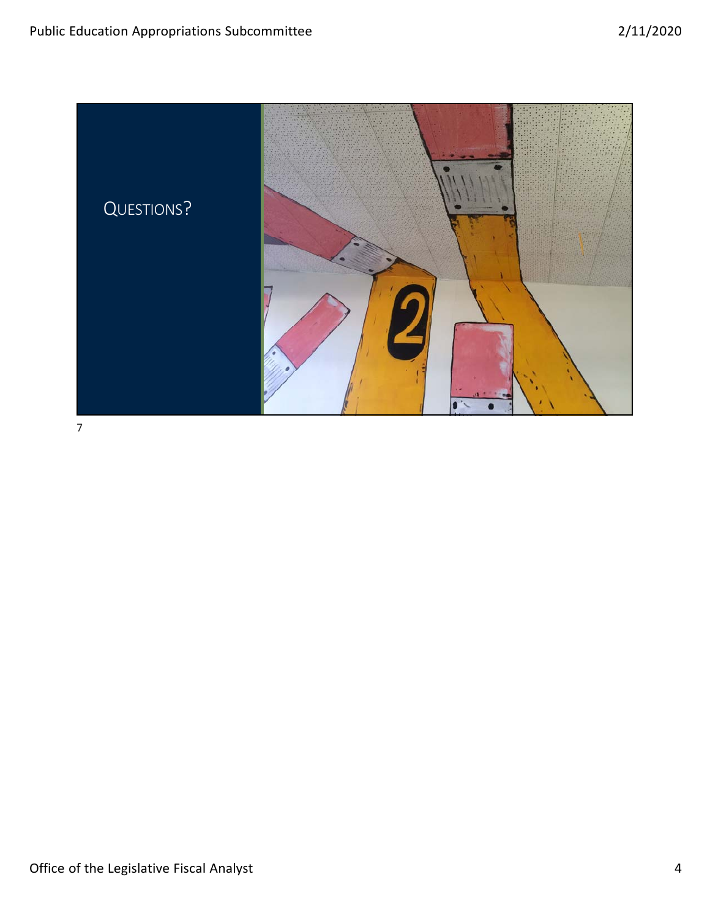QUESTIONS?

7